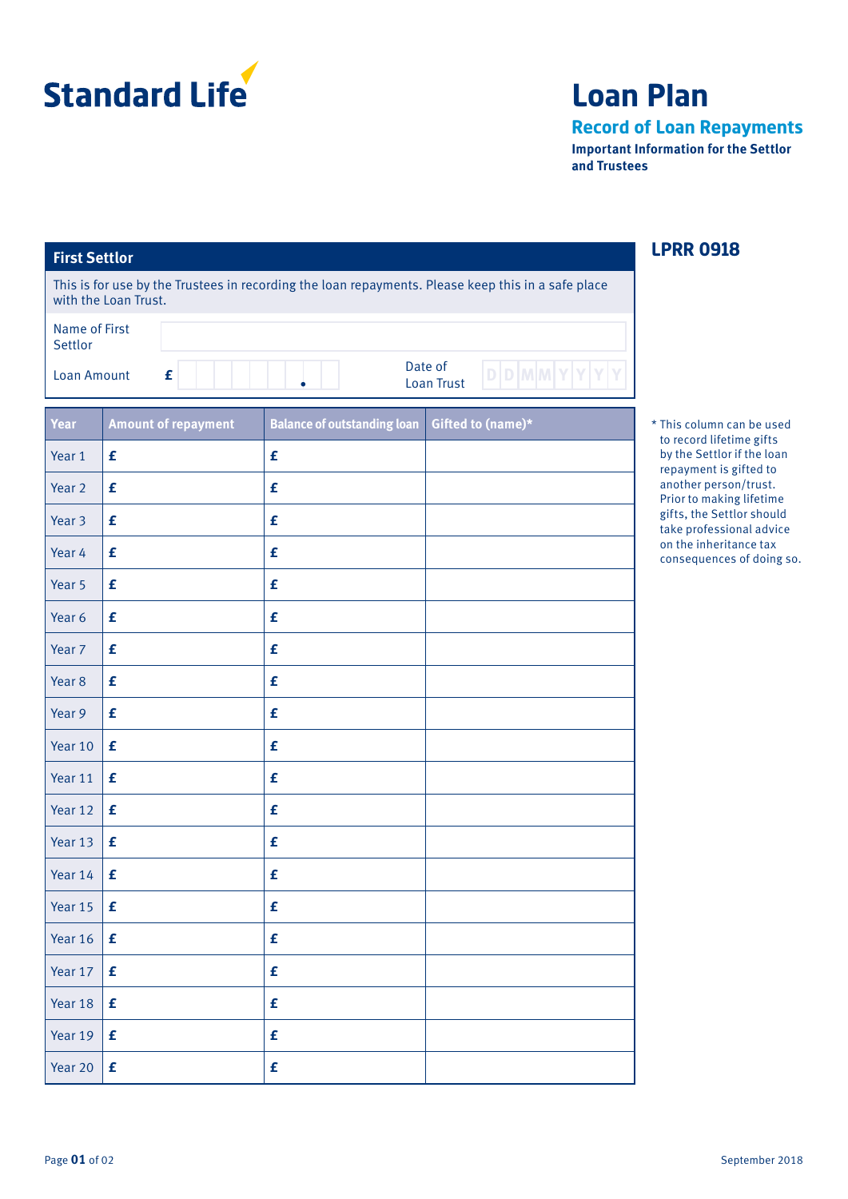Standard Life

# Loan Plan

## Record of Loan Repayments

**Important Information for the Settlor and Trustees**

**LPRR 0918**

### First Settlor

This is for use by the Trustees in recording the loan repayments. Please keep this in a safe place with the Loan Trust.

Name of First Settlor

Loan Amount £

Date of Loan Trust D D M M Y Y Y Y

| Year | Amount of repayment | Balance of outstanding loan | Gifted to (name)* |
|---|---|---|---|
| Year 1 | £ | £ | |
| Year 2 | £ | £ | |
| Year 3 | £ | £ | |
| Year 4 | £ | £ | |
| Year 5 | £ | £ | |
| Year 6 | £ | £ | |
| Year 7 | £ | £ | |
| Year 8 | £ | £ | |
| Year 9 | £ | £ | |
| Year 10 | £ | £ | |
| Year 11 | £ | £ | |
| Year 12 | £ | £ | |
| Year 13 | £ | £ | |
| Year 14 | £ | £ | |
| Year 15 | £ | £ | |
| Year 16 | £ | £ | |
| Year 17 | £ | £ | |
| Year 18 | £ | £ | |
| Year 19 | £ | £ | |
| Year 20 | £ | £ | |

* This column can be used to record lifetime gifts by the Settlor if the loan repayment is gifted to another person/trust. Prior to making lifetime gifts, the Settlor should take professional advice on the inheritance tax consequences of doing so.

September 2018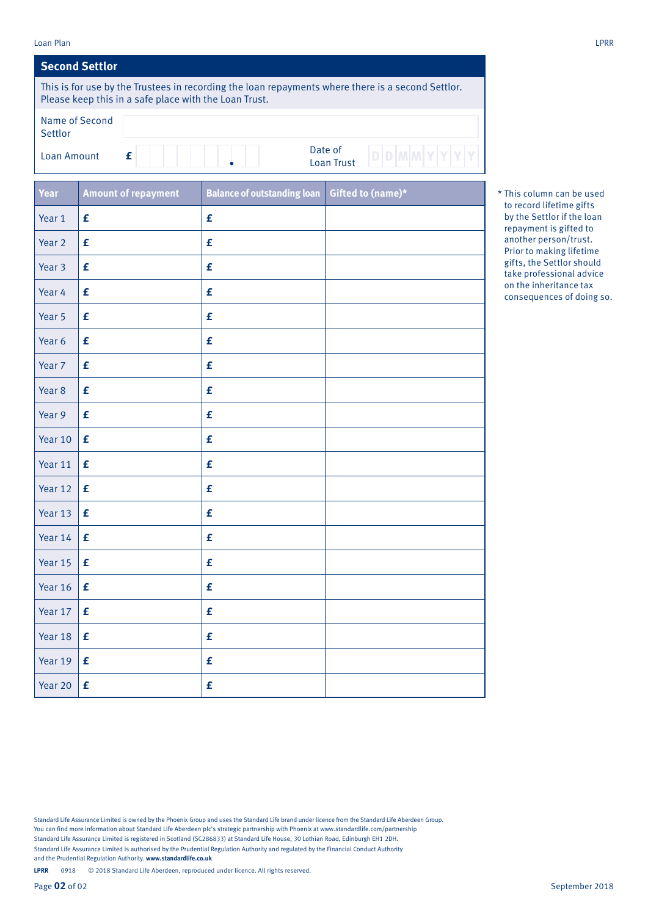## Second Settlor

This is for use by the Trustees in recording the loan repayments where there is a second Settlor. Please keep this in a safe place with the Loan Trust.

Name of Second Settlor

Loan Amount £ .

Date of Loan Trust D D M M Y Y Y Y

| Year | Amount of repayment | Balance of outstanding loan | Gifted to (name)* |
|---|---|---|---|
| Year 1 | £ | £ | |
| Year 2 | £ | £ | |
| Year 3 | £ | £ | |
| Year 4 | £ | £ | |
| Year 5 | £ | £ | |
| Year 6 | £ | £ | |
| Year 7 | £ | £ | |
| Year 8 | £ | £ | |
| Year 9 | £ | £ | |
| Year 10 | £ | £ | |
| Year 11 | £ | £ | |
| Year 12 | £ | £ | |
| Year 13 | £ | £ | |
| Year 14 | £ | £ | |
| Year 15 | £ | £ | |
| Year 16 | £ | £ | |
| Year 17 | £ | £ | |
| Year 18 | £ | £ | |
| Year 19 | £ | £ | |
| Year 20 | £ | £ | |

\* This column can be used to record lifetime gifts by the Settlor if the loan repayment is gifted to another person/trust. Prior to making lifetime gifts, the Settlor should take professional advice on the inheritance tax consequences of doing so.

Standard Life Assurance Limited is owned by the Phoenix Group and uses the Standard Life brand under licence from the Standard Life Aberdeen Group.
You can find more information about Standard Life Aberdeen plc's strategic partnership with Phoenix at www.standardlife.com/partnership
Standard Life Assurance Limited is registered in Scotland (SC286833) at Standard Life House, 30 Lothian Road, Edinburgh EH1 2DH.
Standard Life Assurance Limited is authorised by the Prudential Regulation Authority and regulated by the Financial Conduct Authority and the Prudential Regulation Authority. **www.standardlife.co.uk**

**LPRR** 0918 © 2018 Standard Life Aberdeen, reproduced under licence. All rights reserved.

September 2018